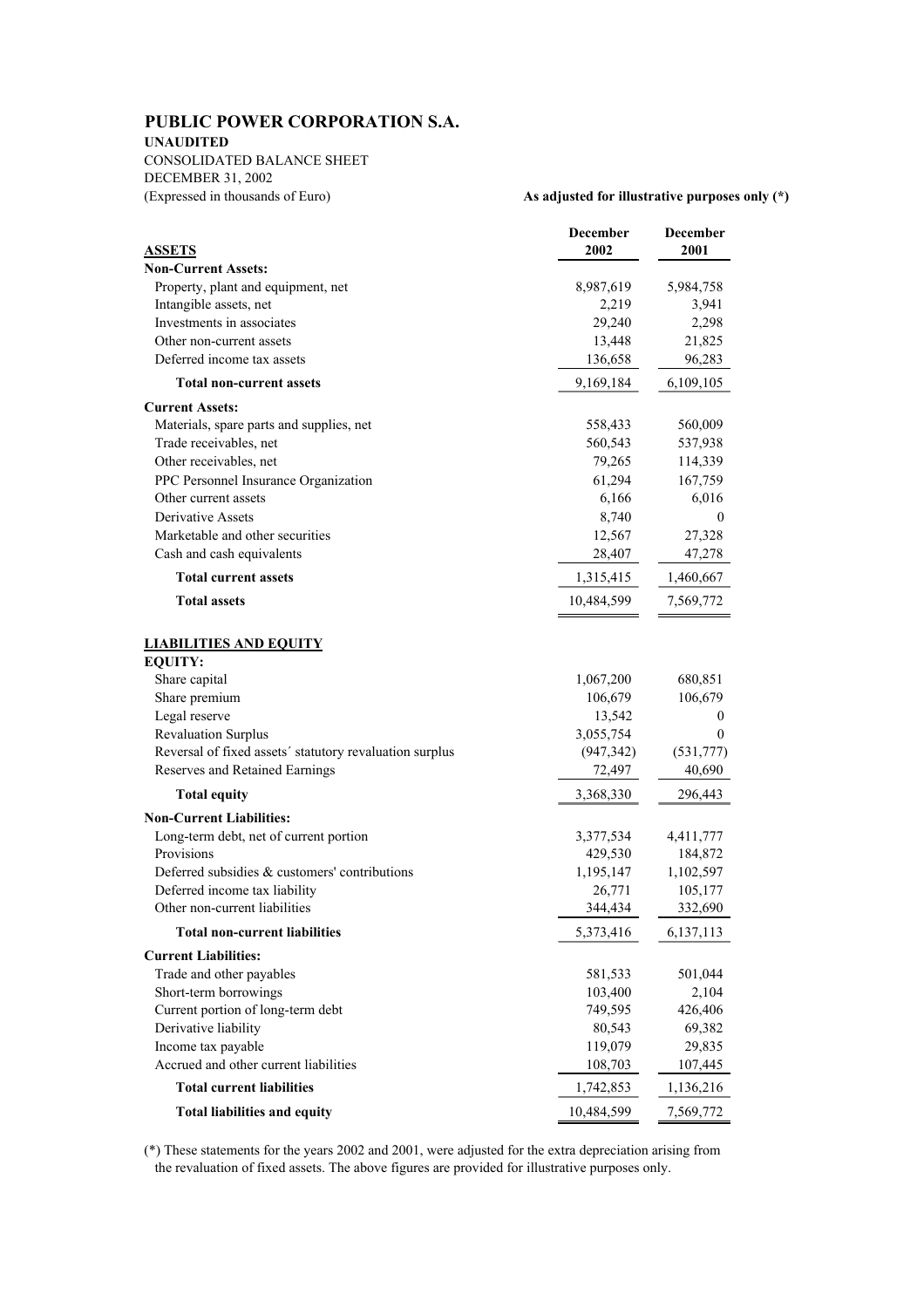# PUBLIC POWER CORPORATION S.A.

**UNAUDITED**

CONSOLIDATED BALANCE SHEET

DECEMBER 31, 2002

(Expressed in thousands of Euro)

**As adjusted for illustrative purposes only (\*)**

| **ASSETS** | **December 2002** | **December 2001** |
|---|---|---|
| **Non-Current Assets:** | | |
| Property, plant and equipment, net | 8,987,619 | 5,984,758 |
| Intangible assets, net | 2,219 | 3,941 |
| Investments in associates | 29,240 | 2,298 |
| Other non-current assets | 13,448 | 21,825 |
| Deferred income tax assets | 136,658 | 96,283 |
| **Total non-current assets** | 9,169,184 | 6,109,105 |
| **Current Assets:** | | |
| Materials, spare parts and supplies, net | 558,433 | 560,009 |
| Trade receivables, net | 560,543 | 537,938 |
| Other receivables, net | 79,265 | 114,339 |
| PPC Personnel Insurance Organization | 61,294 | 167,759 |
| Other current assets | 6,166 | 6,016 |
| Derivative Assets | 8,740 | 0 |
| Marketable and other securities | 12,567 | 27,328 |
| Cash and cash equivalents | 28,407 | 47,278 |
| **Total current assets** | 1,315,415 | 1,460,667 |
| **Total assets** | 10,484,599 | 7,569,772 |
| | | |
| **LIABILITIES AND EQUITY** | | |
| **EQUITY:** | | |
| Share capital | 1,067,200 | 680,851 |
| Share premium | 106,679 | 106,679 |
| Legal reserve | 13,542 | 0 |
| Revaluation Surplus | 3,055,754 | 0 |
| Reversal of fixed assets´ statutory revaluation surplus | (947,342) | (531,777) |
| Reserves and Retained Earnings | 72,497 | 40,690 |
| **Total equity** | 3,368,330 | 296,443 |
| **Non-Current Liabilities:** | | |
| Long-term debt, net of current portion | 3,377,534 | 4,411,777 |
| Provisions | 429,530 | 184,872 |
| Deferred subsidies & customers' contributions | 1,195,147 | 1,102,597 |
| Deferred income tax liability | 26,771 | 105,177 |
| Other non-current liabilities | 344,434 | 332,690 |
| **Total non-current liabilities** | 5,373,416 | 6,137,113 |
| **Current Liabilities:** | | |
| Trade and other payables | 581,533 | 501,044 |
| Short-term borrowings | 103,400 | 2,104 |
| Current portion of long-term debt | 749,595 | 426,406 |
| Derivative liability | 80,543 | 69,382 |
| Income tax payable | 119,079 | 29,835 |
| Accrued and other current liabilities | 108,703 | 107,445 |
| **Total current liabilities** | 1,742,853 | 1,136,216 |
| **Total liabilities and equity** | 10,484,599 | 7,569,772 |

(\*) These statements for the years 2002 and 2001, were adjusted for the extra depreciation arising from the revaluation of fixed assets. The above figures are provided for illustrative purposes only.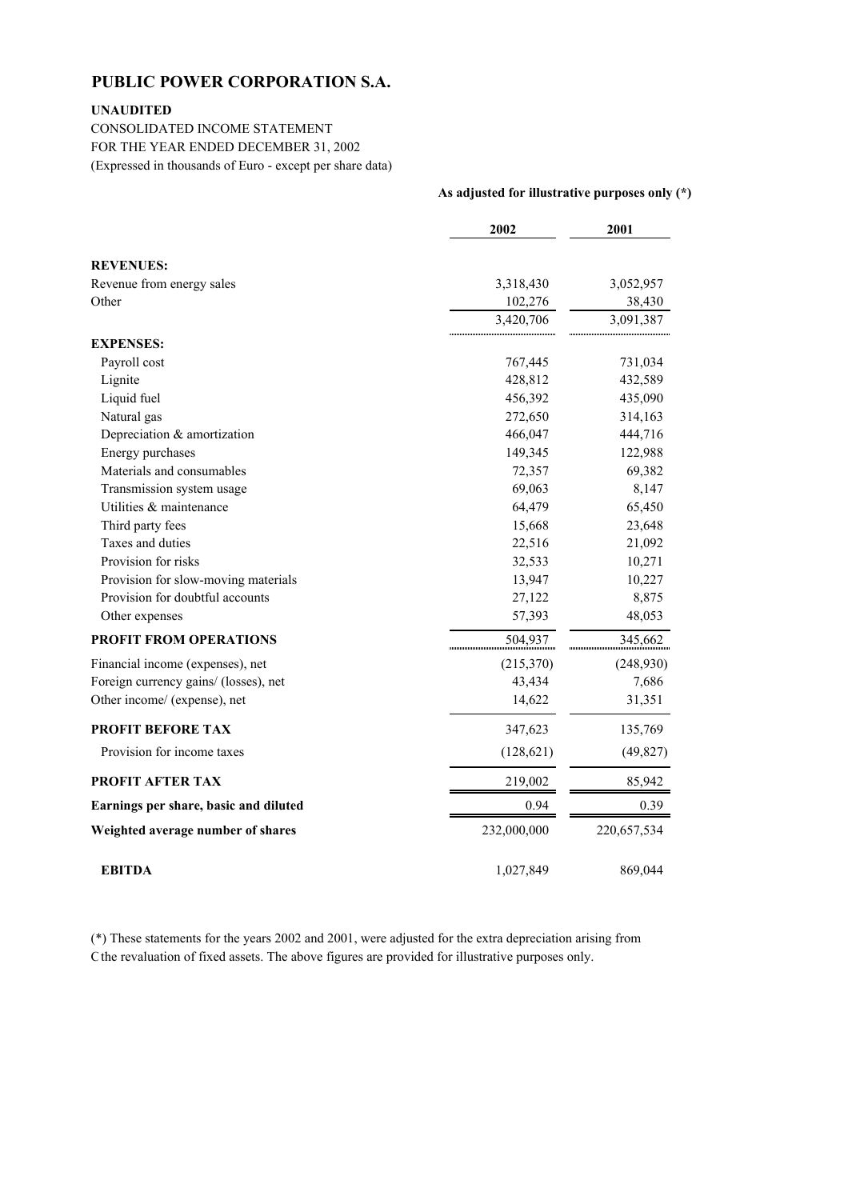# PUBLIC POWER CORPORATION S.A.

**UNAUDITED**

CONSOLIDATED INCOME STATEMENT
FOR THE YEAR ENDED DECEMBER 31, 2002
(Expressed in thousands of Euro - except per share data)

| | As adjusted for illustrative purposes only (*) | |
|---|---|---|
| | **2002** | **2001** |
| **REVENUES:** | | |
| Revenue from energy sales | 3,318,430 | 3,052,957 |
| Other | 102,276 | 38,430 |
| | 3,420,706 | 3,091,387 |
| **EXPENSES:** | | |
| Payroll cost | 767,445 | 731,034 |
| Lignite | 428,812 | 432,589 |
| Liquid fuel | 456,392 | 435,090 |
| Natural gas | 272,650 | 314,163 |
| Depreciation & amortization | 466,047 | 444,716 |
| Energy purchases | 149,345 | 122,988 |
| Materials and consumables | 72,357 | 69,382 |
| Transmission system usage | 69,063 | 8,147 |
| Utilities & maintenance | 64,479 | 65,450 |
| Third party fees | 15,668 | 23,648 |
| Taxes and duties | 22,516 | 21,092 |
| Provision for risks | 32,533 | 10,271 |
| Provision for slow-moving materials | 13,947 | 10,227 |
| Provision for doubtful accounts | 27,122 | 8,875 |
| Other expenses | 57,393 | 48,053 |
| **PROFIT FROM OPERATIONS** | 504,937 | 345,662 |
| Financial income (expenses), net | (215,370) | (248,930) |
| Foreign currency gains/ (losses), net | 43,434 | 7,686 |
| Other income/ (expense), net | 14,622 | 31,351 |
| **PROFIT BEFORE TAX** | 347,623 | 135,769 |
| Provision for income taxes | (128,621) | (49,827) |
| **PROFIT AFTER TAX** | 219,002 | 85,942 |
| **Earnings per share, basic and diluted** | 0.94 | 0.39 |
| **Weighted average number of shares** | 232,000,000 | 220,657,534 |
| **EBITDA** | 1,027,849 | 869,044 |

(*) These statements for the years 2002 and 2001, were adjusted for the extra depreciation arising from the revaluation of fixed assets. The above figures are provided for illustrative purposes only.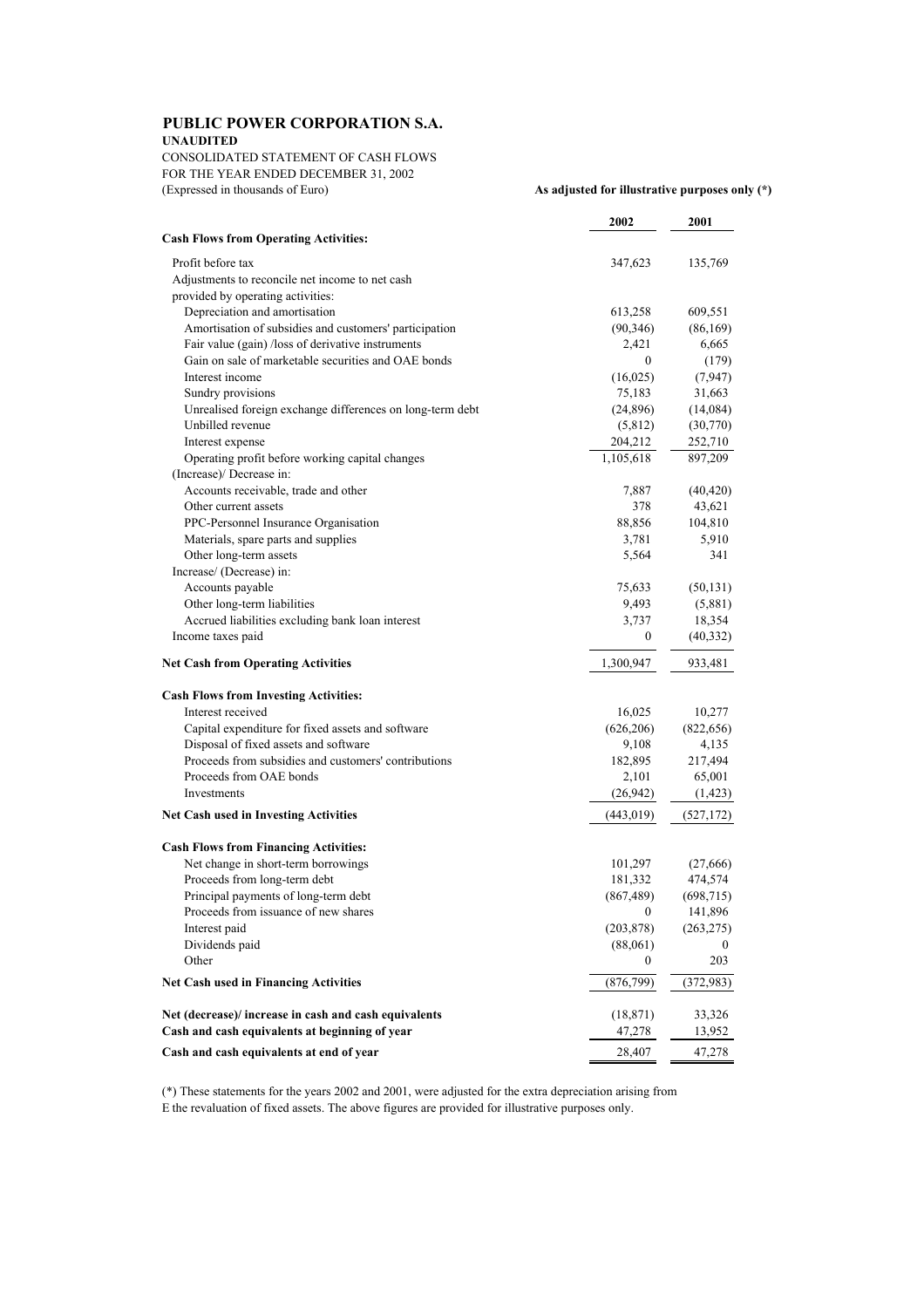# PUBLIC POWER CORPORATION S.A.

**UNAUDITED**

CONSOLIDATED STATEMENT OF CASH FLOWS
FOR THE YEAR ENDED DECEMBER 31, 2002
(Expressed in thousands of Euro)

**As adjusted for illustrative purposes only (*)**

| | 2002 | 2001 |
|---|---|---|
| **Cash Flows from Operating Activities:** | | |
| Profit before tax | 347,623 | 135,769 |
| Adjustments to reconcile net income to net cash provided by operating activities: | | |
| Depreciation and amortisation | 613,258 | 609,551 |
| Amortisation of subsidies and customers' participation | (90,346) | (86,169) |
| Fair value (gain) /loss of derivative instruments | 2,421 | 6,665 |
| Gain on sale of marketable securities and OAE bonds | 0 | (179) |
| Interest income | (16,025) | (7,947) |
| Sundry provisions | 75,183 | 31,663 |
| Unrealised foreign exchange differences on long-term debt | (24,896) | (14,084) |
| Unbilled revenue | (5,812) | (30,770) |
| Interest expense | 204,212 | 252,710 |
| Operating profit before working capital changes | 1,105,618 | 897,209 |
| (Increase)/ Decrease in: | | |
| Accounts receivable, trade and other | 7,887 | (40,420) |
| Other current assets | 378 | 43,621 |
| PPC-Personnel Insurance Organisation | 88,856 | 104,810 |
| Materials, spare parts and supplies | 3,781 | 5,910 |
| Other long-term assets | 5,564 | 341 |
| Increase/ (Decrease) in: | | |
| Accounts payable | 75,633 | (50,131) |
| Other long-term liabilities | 9,493 | (5,881) |
| Accrued liabilities excluding bank loan interest | 3,737 | 18,354 |
| Income taxes paid | 0 | (40,332) |
| **Net Cash from Operating Activities** | 1,300,947 | 933,481 |
| **Cash Flows from Investing Activities:** | | |
| Interest received | 16,025 | 10,277 |
| Capital expenditure for fixed assets and software | (626,206) | (822,656) |
| Disposal of fixed assets and software | 9,108 | 4,135 |
| Proceeds from subsidies and customers' contributions | 182,895 | 217,494 |
| Proceeds from OAE bonds | 2,101 | 65,001 |
| Investments | (26,942) | (1,423) |
| **Net Cash used in Investing Activities** | (443,019) | (527,172) |
| **Cash Flows from Financing Activities:** | | |
| Net change in short-term borrowings | 101,297 | (27,666) |
| Proceeds from long-term debt | 181,332 | 474,574 |
| Principal payments of long-term debt | (867,489) | (698,715) |
| Proceeds from issuance of new shares | 0 | 141,896 |
| Interest paid | (203,878) | (263,275) |
| Dividends paid | (88,061) | 0 |
| Other | 0 | 203 |
| **Net Cash used in Financing Activities** | (876,799) | (372,983) |
| **Net (decrease)/ increase in cash and cash equivalents** | (18,871) | 33,326 |
| **Cash and cash equivalents at beginning of year** | 47,278 | 13,952 |
| **Cash and cash equivalents at end of year** | 28,407 | 47,278 |

(*) These statements for the years 2002 and 2001, were adjusted for the extra depreciation arising from
E the revaluation of fixed assets. The above figures are provided for illustrative purposes only.